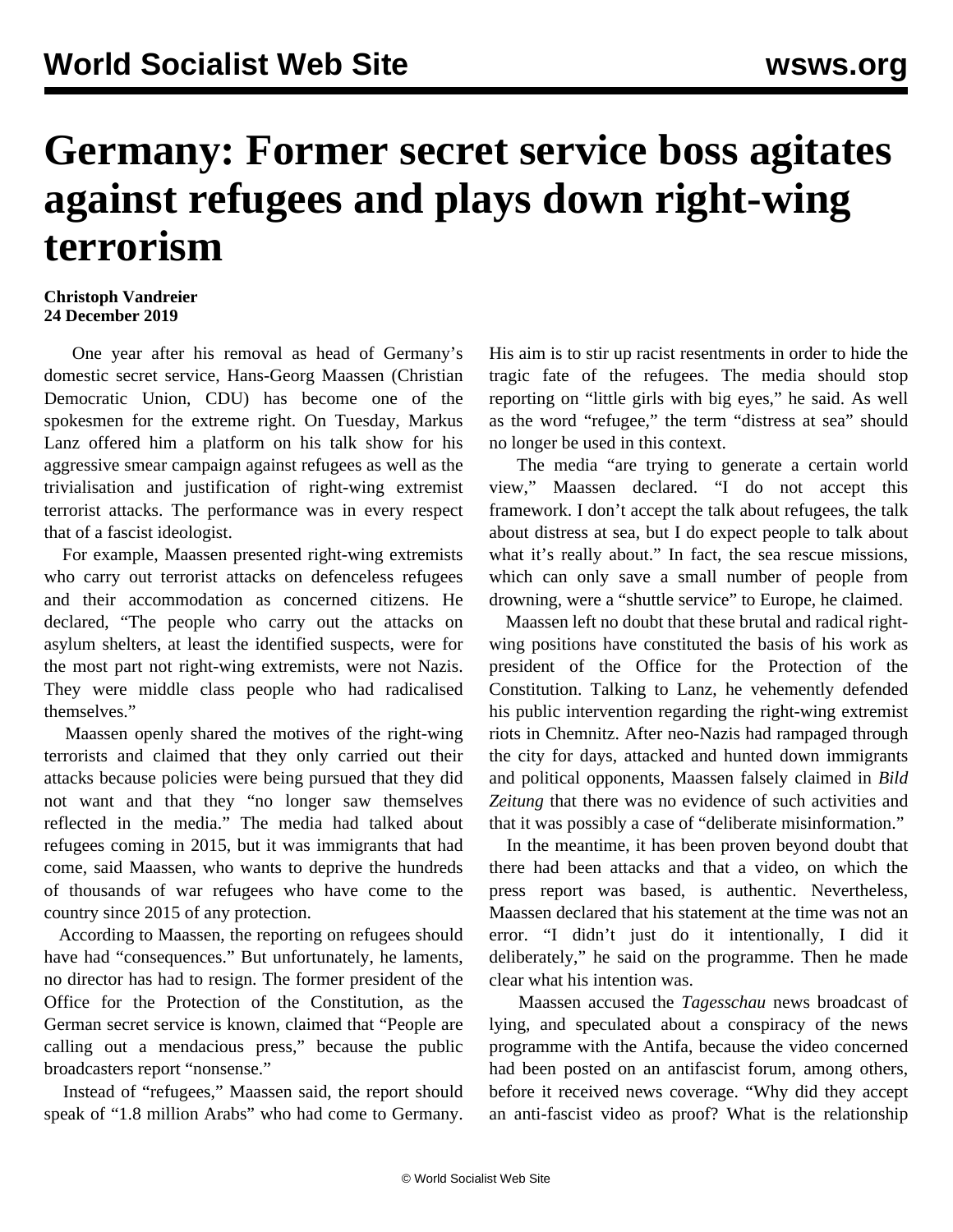# Germany: Former secret service boss agitates against refugees and plays down right-wing terrorism

**Christoph Vandreier**
**24 December 2019**

One year after his removal as head of Germany's domestic secret service, Hans-Georg Maassen (Christian Democratic Union, CDU) has become one of the spokesmen for the extreme right. On Tuesday, Markus Lanz offered him a platform on his talk show for his aggressive smear campaign against refugees as well as the trivialisation and justification of right-wing extremist terrorist attacks. The performance was in every respect that of a fascist ideologist.

For example, Maassen presented right-wing extremists who carry out terrorist attacks on defenceless refugees and their accommodation as concerned citizens. He declared, "The people who carry out the attacks on asylum shelters, at least the identified suspects, were for the most part not right-wing extremists, were not Nazis. They were middle class people who had radicalised themselves."

Maassen openly shared the motives of the right-wing terrorists and claimed that they only carried out their attacks because policies were being pursued that they did not want and that they "no longer saw themselves reflected in the media." The media had talked about refugees coming in 2015, but it was immigrants that had come, said Maassen, who wants to deprive the hundreds of thousands of war refugees who have come to the country since 2015 of any protection.

According to Maassen, the reporting on refugees should have had "consequences." But unfortunately, he laments, no director has had to resign. The former president of the Office for the Protection of the Constitution, as the German secret service is known, claimed that "People are calling out a mendacious press," because the public broadcasters report "nonsense."

Instead of "refugees," Maassen said, the report should speak of "1.8 million Arabs" who had come to Germany. His aim is to stir up racist resentments in order to hide the tragic fate of the refugees. The media should stop reporting on "little girls with big eyes," he said. As well as the word "refugee," the term "distress at sea" should no longer be used in this context.

The media "are trying to generate a certain world view," Maassen declared. "I do not accept this framework. I don't accept the talk about refugees, the talk about distress at sea, but I do expect people to talk about what it's really about." In fact, the sea rescue missions, which can only save a small number of people from drowning, were a "shuttle service" to Europe, he claimed.

Maassen left no doubt that these brutal and radical right-wing positions have constituted the basis of his work as president of the Office for the Protection of the Constitution. Talking to Lanz, he vehemently defended his public intervention regarding the right-wing extremist riots in Chemnitz. After neo-Nazis had rampaged through the city for days, attacked and hunted down immigrants and political opponents, Maassen falsely claimed in *Bild Zeitung* that there was no evidence of such activities and that it was possibly a case of "deliberate misinformation."

In the meantime, it has been proven beyond doubt that there had been attacks and that a video, on which the press report was based, is authentic. Nevertheless, Maassen declared that his statement at the time was not an error. "I didn't just do it intentionally, I did it deliberately," he said on the programme. Then he made clear what his intention was.

Maassen accused the *Tagesschau* news broadcast of lying, and speculated about a conspiracy of the news programme with the Antifa, because the video concerned had been posted on an antifascist forum, among others, before it received news coverage. "Why did they accept an anti-fascist video as proof? What is the relationship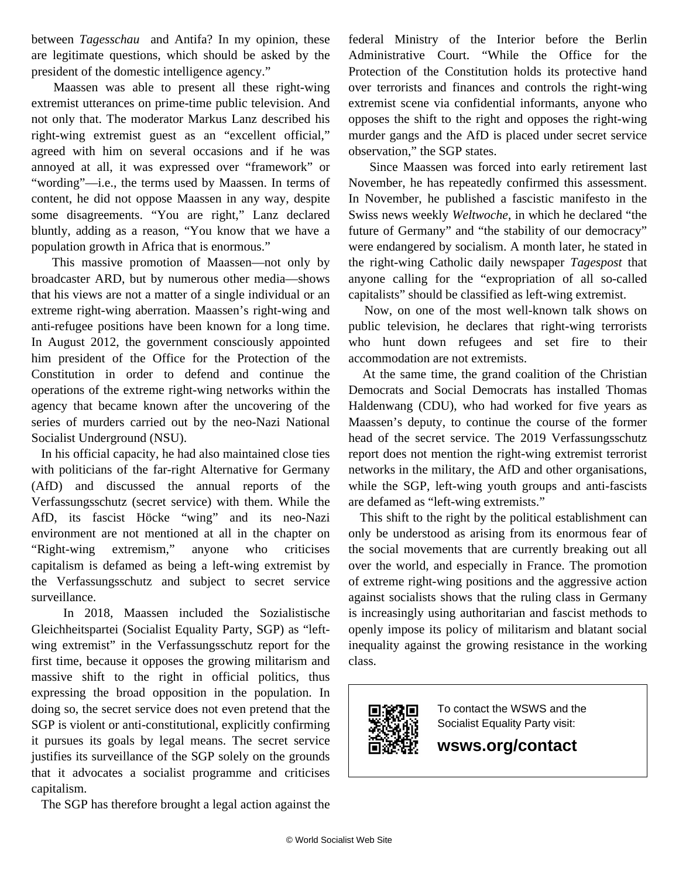between *Tagesschau* and Antifa? In my opinion, these are legitimate questions, which should be asked by the president of the domestic intelligence agency."

Maassen was able to present all these right-wing extremist utterances on prime-time public television. And not only that. The moderator Markus Lanz described his right-wing extremist guest as an "excellent official," agreed with him on several occasions and if he was annoyed at all, it was expressed over "framework" or "wording"—i.e., the terms used by Maassen. In terms of content, he did not oppose Maassen in any way, despite some disagreements. "You are right," Lanz declared bluntly, adding as a reason, "You know that we have a population growth in Africa that is enormous."

This massive promotion of Maassen—not only by broadcaster ARD, but by numerous other media—shows that his views are not a matter of a single individual or an extreme right-wing aberration. Maassen's right-wing and anti-refugee positions have been known for a long time. In August 2012, the government consciously appointed him president of the Office for the Protection of the Constitution in order to defend and continue the operations of the extreme right-wing networks within the agency that became known after the uncovering of the series of murders carried out by the neo-Nazi National Socialist Underground (NSU).

In his official capacity, he had also maintained close ties with politicians of the far-right Alternative for Germany (AfD) and discussed the annual reports of the Verfassungsschutz (secret service) with them. While the AfD, its fascist Höcke "wing" and its neo-Nazi environment are not mentioned at all in the chapter on "Right-wing extremism," anyone who criticises capitalism is defamed as being a left-wing extremist by the Verfassungsschutz and subject to secret service surveillance.

In 2018, Maassen included the Sozialistische Gleichheitspartei (Socialist Equality Party, SGP) as "left-wing extremist" in the Verfassungsschutz report for the first time, because it opposes the growing militarism and massive shift to the right in official politics, thus expressing the broad opposition in the population. In doing so, the secret service does not even pretend that the SGP is violent or anti-constitutional, explicitly confirming it pursues its goals by legal means. The secret service justifies its surveillance of the SGP solely on the grounds that it advocates a socialist programme and criticises capitalism.

The SGP has therefore brought a legal action against the federal Ministry of the Interior before the Berlin Administrative Court. "While the Office for the Protection of the Constitution holds its protective hand over terrorists and finances and controls the right-wing extremist scene via confidential informants, anyone who opposes the shift to the right and opposes the right-wing murder gangs and the AfD is placed under secret service observation," the SGP states.

Since Maassen was forced into early retirement last November, he has repeatedly confirmed this assessment. In November, he published a fascistic manifesto in the Swiss news weekly *Weltwoche*, in which he declared "the future of Germany" and "the stability of our democracy" were endangered by socialism. A month later, he stated in the right-wing Catholic daily newspaper *Tagespost* that anyone calling for the "expropriation of all so-called capitalists" should be classified as left-wing extremist.

Now, on one of the most well-known talk shows on public television, he declares that right-wing terrorists who hunt down refugees and set fire to their accommodation are not extremists.

At the same time, the grand coalition of the Christian Democrats and Social Democrats has installed Thomas Haldenwang (CDU), who had worked for five years as Maassen's deputy, to continue the course of the former head of the secret service. The 2019 Verfassungsschutz report does not mention the right-wing extremist terrorist networks in the military, the AfD and other organisations, while the SGP, left-wing youth groups and anti-fascists are defamed as "left-wing extremists."

This shift to the right by the political establishment can only be understood as arising from its enormous fear of the social movements that are currently breaking out all over the world, and especially in France. The promotion of extreme right-wing positions and the aggressive action against socialists shows that the ruling class in Germany is increasingly using authoritarian and fascist methods to openly impose its policy of militarism and blatant social inequality against the growing resistance in the working class.

To contact the WSWS and the Socialist Equality Party visit:

**wsws.org/contact**